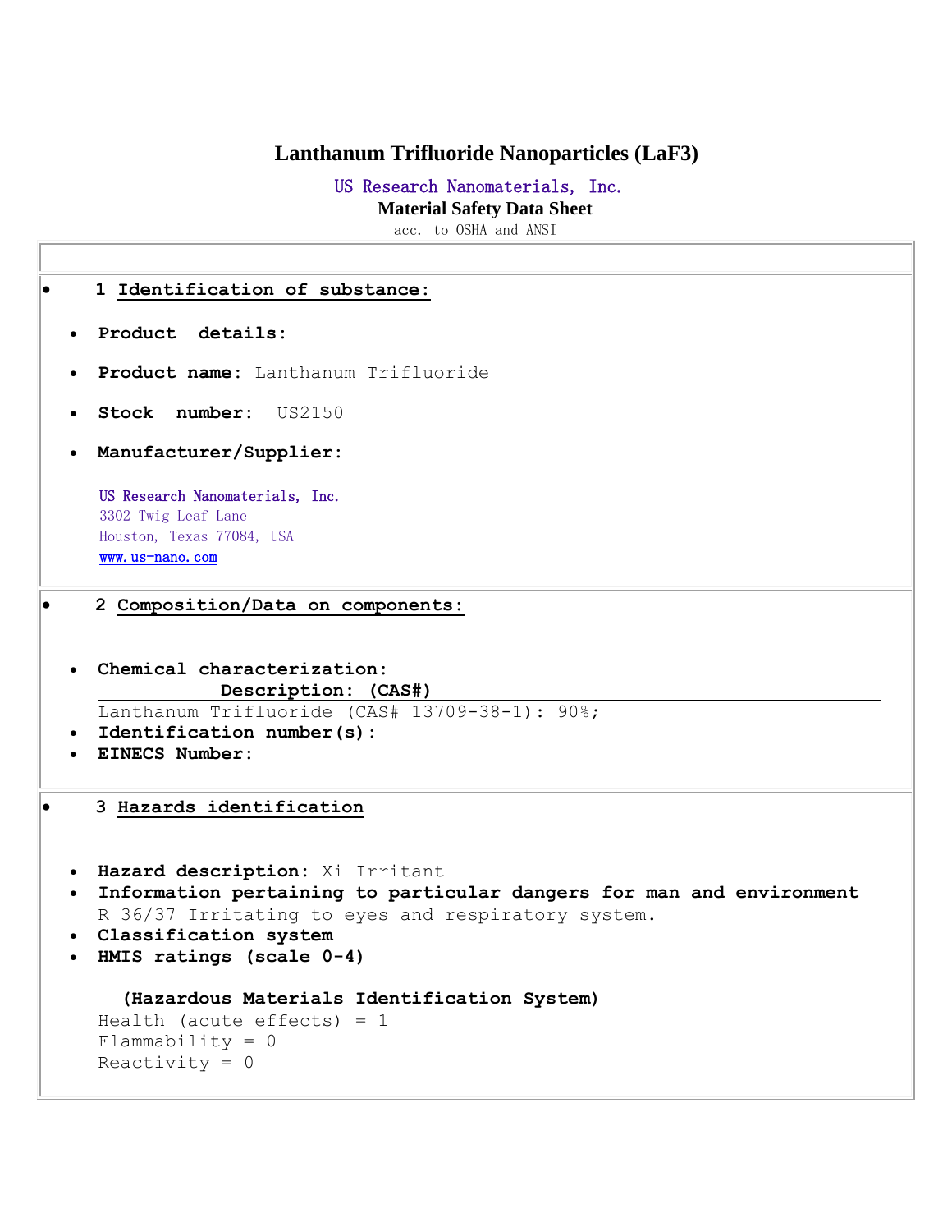# Lanthanum Trifluoride Nanoparticles ($LaF_3$)

US Research Nanomaterials, Inc.

**Material Safety Data Sheet**

acc. to OSHA and ANSI

## 1 Identification of substance:

- **Product details:**
- **Product name:** Lanthanum Trifluoride
- **Stock number:** US2150
- **Manufacturer/Supplier:**

  US Research Nanomaterials, Inc.
  3302 Twig Leaf Lane
  Houston, Texas 77084, USA
  www.us-nano.com

## 2 Composition/Data on components:

- **Chemical characterization:**

  **Description: (CAS#)**

  Lanthanum Trifluoride (CAS# 13709-38-1): 90%;
- **Identification number(s):**
- **EINECS Number:**

## 3 Hazards identification

- **Hazard description:** Xi Irritant
- **Information pertaining to particular dangers for man and environment**
  R 36/37 Irritating to eyes and respiratory system.
- **Classification system**
- **HMIS ratings (scale 0-4)**

  **(Hazardous Materials Identification System)**

  Health (acute effects) = 1
  Flammability = 0
  Reactivity = 0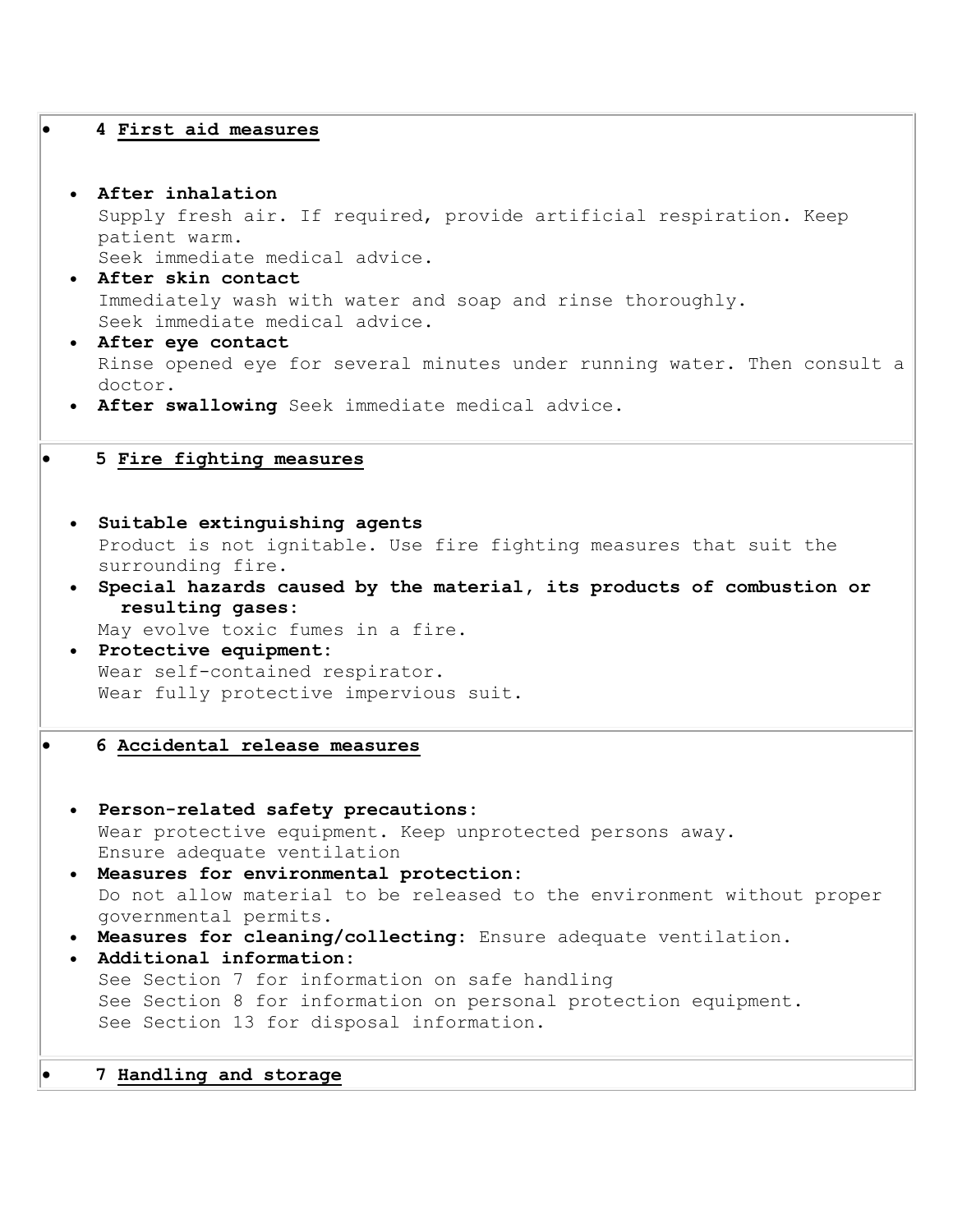## 4 First aid measures

- **After inhalation**
  Supply fresh air. If required, provide artificial respiration. Keep patient warm.
  Seek immediate medical advice.
- **After skin contact**
  Immediately wash with water and soap and rinse thoroughly.
  Seek immediate medical advice.
- **After eye contact**
  Rinse opened eye for several minutes under running water. Then consult a doctor.
- **After swallowing** Seek immediate medical advice.

## 5 Fire fighting measures

- **Suitable extinguishing agents**
  Product is not ignitable. Use fire fighting measures that suit the surrounding fire.
- **Special hazards caused by the material, its products of combustion or resulting gases:**
  May evolve toxic fumes in a fire.
- **Protective equipment:**
  Wear self-contained respirator.
  Wear fully protective impervious suit.

## 6 Accidental release measures

- **Person-related safety precautions:**
  Wear protective equipment. Keep unprotected persons away.
  Ensure adequate ventilation
- **Measures for environmental protection:**
  Do not allow material to be released to the environment without proper governmental permits.
- **Measures for cleaning/collecting:** Ensure adequate ventilation.
- **Additional information:**
  See Section 7 for information on safe handling
  See Section 8 for information on personal protection equipment.
  See Section 13 for disposal information.

## 7 Handling and storage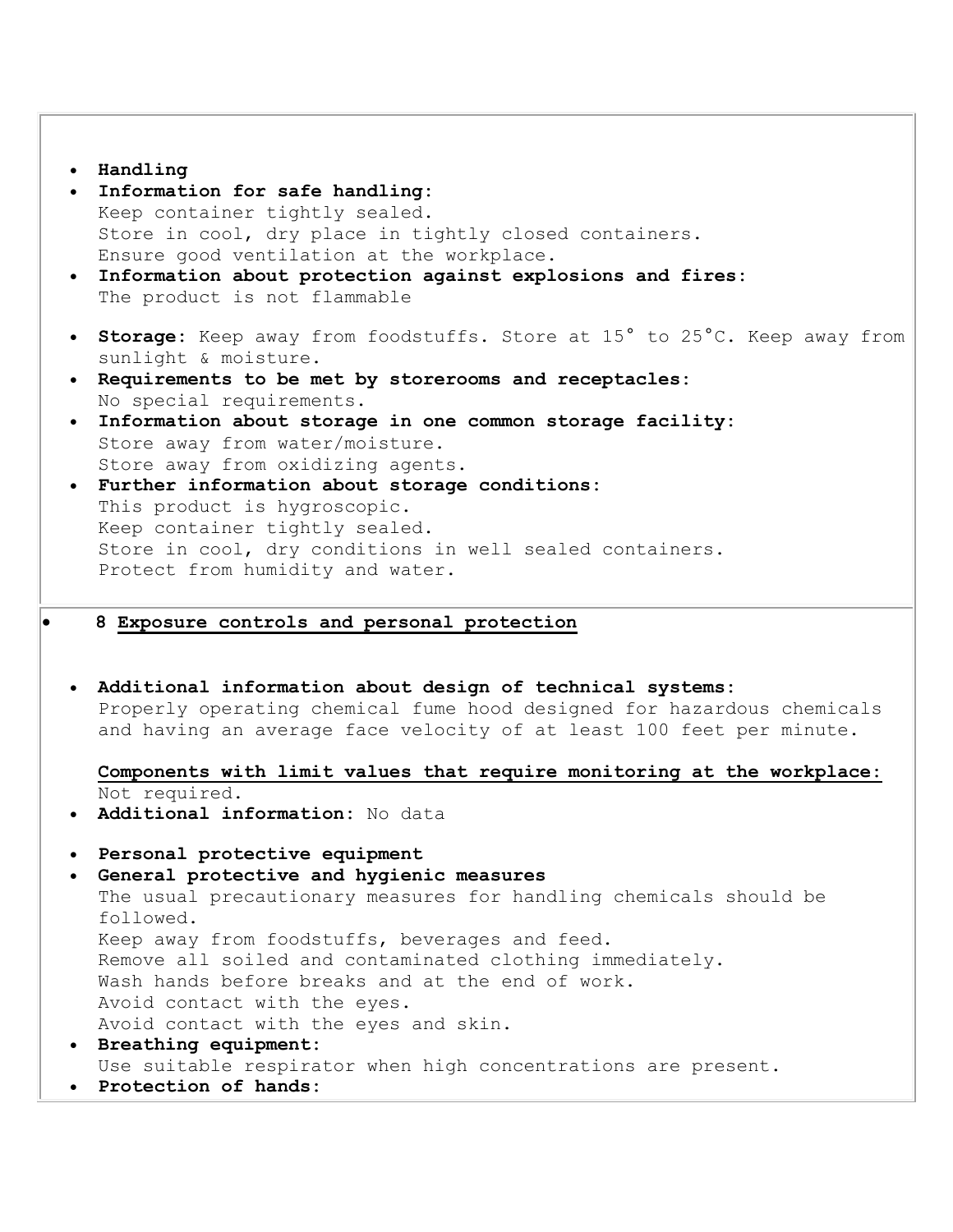- **Handling**
- **Information for safe handling:**
  Keep container tightly sealed.
  Store in cool, dry place in tightly closed containers.
  Ensure good ventilation at the workplace.
- **Information about protection against explosions and fires:**
  The product is not flammable

- **Storage:** Keep away from foodstuffs. Store at 15° to 25°C. Keep away from sunlight & moisture.
- **Requirements to be met by storerooms and receptacles:**
  No special requirements.
- **Information about storage in one common storage facility:**
  Store away from water/moisture.
  Store away from oxidizing agents.
- **Further information about storage conditions:**
  This product is hygroscopic.
  Keep container tightly sealed.
  Store in cool, dry conditions in well sealed containers.
  Protect from humidity and water.

## 8 Exposure controls and personal protection

- **Additional information about design of technical systems:**
  Properly operating chemical fume hood designed for hazardous chemicals and having an average face velocity of at least 100 feet per minute.

  **Components with limit values that require monitoring at the workplace:**
  Not required.
- **Additional information:** No data

- **Personal protective equipment**
- **General protective and hygienic measures**
  The usual precautionary measures for handling chemicals should be followed.
  Keep away from foodstuffs, beverages and feed.
  Remove all soiled and contaminated clothing immediately.
  Wash hands before breaks and at the end of work.
  Avoid contact with the eyes.
  Avoid contact with the eyes and skin.
- **Breathing equipment:**
  Use suitable respirator when high concentrations are present.
- **Protection of hands:**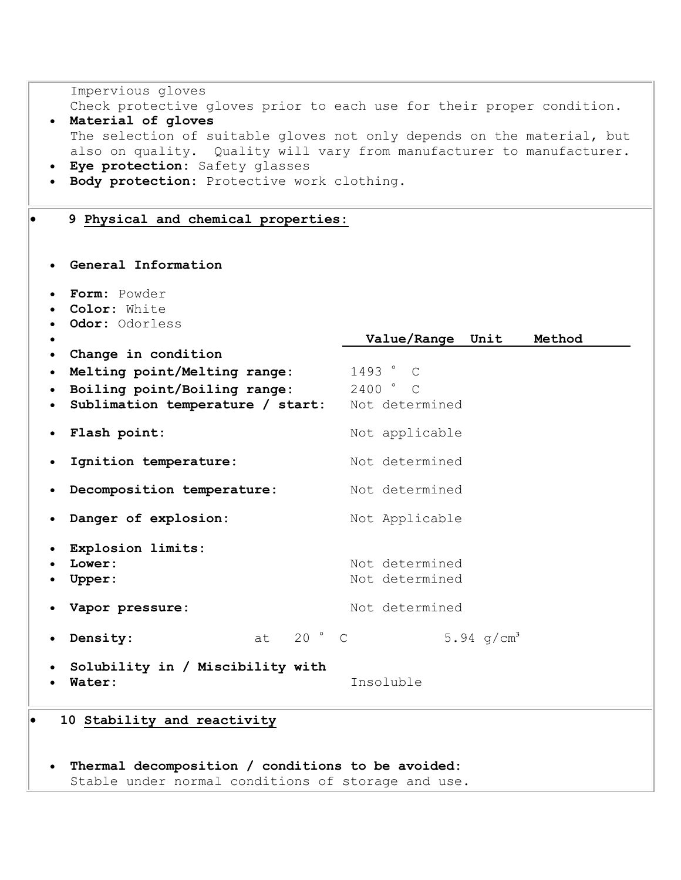Impervious gloves
Check protective gloves prior to each use for their proper condition.

- **Material of gloves**
  The selection of suitable gloves not only depends on the material, but also on quality. Quality will vary from manufacturer to manufacturer.
- **Eye protection:** Safety glasses
- **Body protection:** Protective work clothing.

## 9 Physical and chemical properties:

- **General Information**

- **Form:** Powder
- **Color:** White
- **Odor:** Odorless

| | Value/Range | Unit | Method |
|---|---|---|---|
| **Change in condition** | | | |
| **Melting point/Melting range:** | 1493 ° C | | |
| **Boiling point/Boiling range:** | 2400 ° C | | |
| **Sublimation temperature / start:** | Not determined | | |
| **Flash point:** | Not applicable | | |
| **Ignition temperature:** | Not determined | | |
| **Decomposition temperature:** | Not determined | | |
| **Danger of explosion:** | Not Applicable | | |
| **Explosion limits:** | | | |
| **Lower:** | Not determined | | |
| **Upper:** | Not determined | | |
| **Vapor pressure:** | Not determined | | |
| **Density:** at 20 ° C | 5.94 $g/cm^3$ | | |
| **Solubility in / Miscibility with** | | | |
| **Water:** | Insoluble | | |

## 10 Stability and reactivity

- **Thermal decomposition / conditions to be avoided:**
  Stable under normal conditions of storage and use.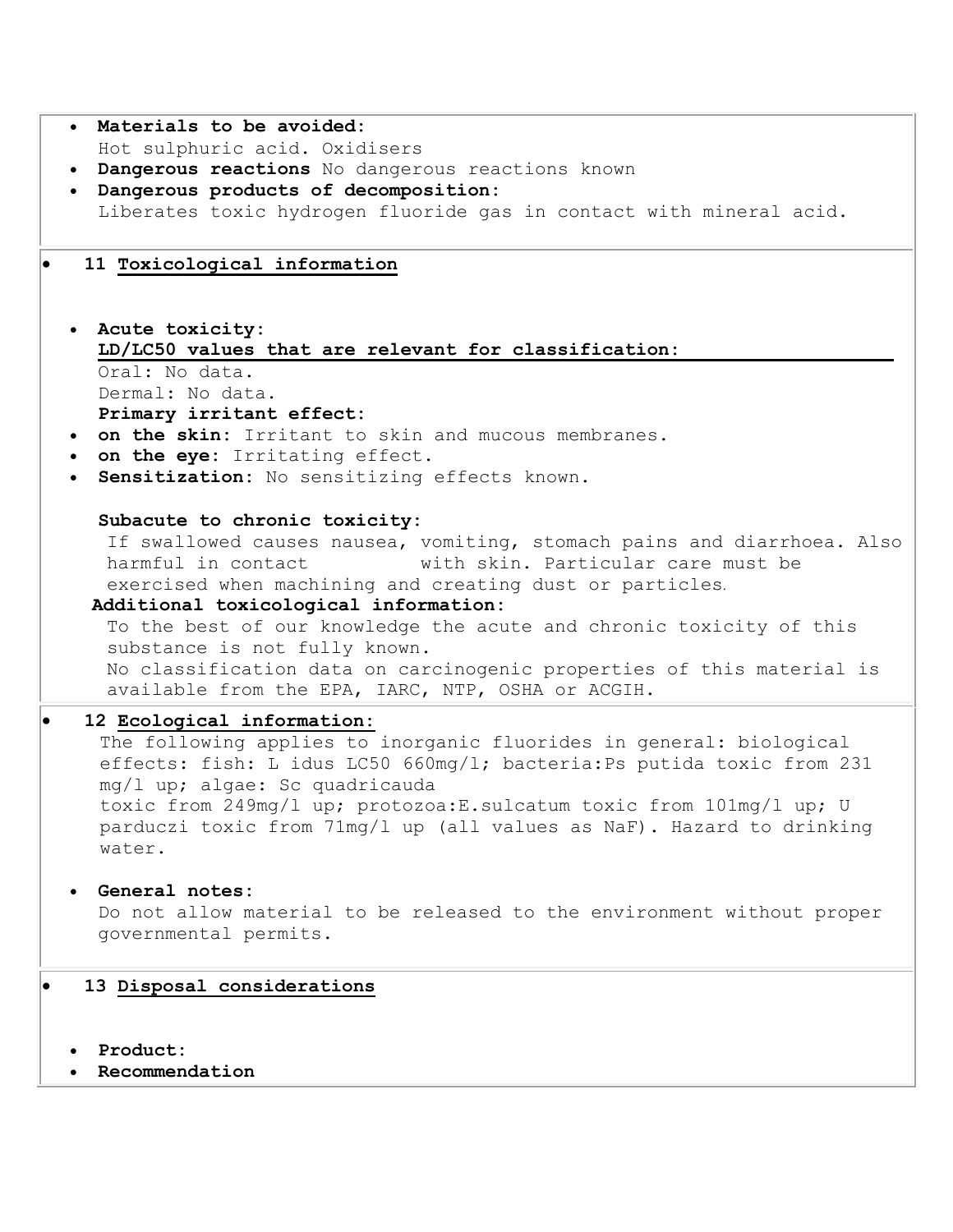- **Materials to be avoided:**
  Hot sulphuric acid. Oxidisers
- **Dangerous reactions** No dangerous reactions known
- **Dangerous products of decomposition:**
  Liberates toxic hydrogen fluoride gas in contact with mineral acid.

## 11 Toxicological information

- **Acute toxicity:**
  **LD/LC50 values that are relevant for classification:**
  Oral: No data.
  Dermal: No data.
  **Primary irritant effect:**
- **on the skin:** Irritant to skin and mucous membranes.
- **on the eye:** Irritating effect.
- **Sensitization:** No sensitizing effects known.

**Subacute to chronic toxicity:**
If swallowed causes nausea, vomiting, stomach pains and diarrhoea. Also harmful in contact with skin. Particular care must be exercised when machining and creating dust or particles.

**Additional toxicological information:**
To the best of our knowledge the acute and chronic toxicity of this substance is not fully known.
No classification data on carcinogenic properties of this material is available from the EPA, IARC, NTP, OSHA or ACGIH.

## 12 Ecological information:

The following applies to inorganic fluorides in general: biological effects: fish: L idus LC50 660mg/l; bacteria:Ps putida toxic from 231 mg/l up; algae: Sc quadricauda toxic from 249mg/l up; protozoa:E.sulcatum toxic from 101mg/l up; U parduczi toxic from 71mg/l up (all values as NaF). Hazard to drinking water.

- **General notes:**
  Do not allow material to be released to the environment without proper governmental permits.

## 13 Disposal considerations

- **Product:**
- **Recommendation**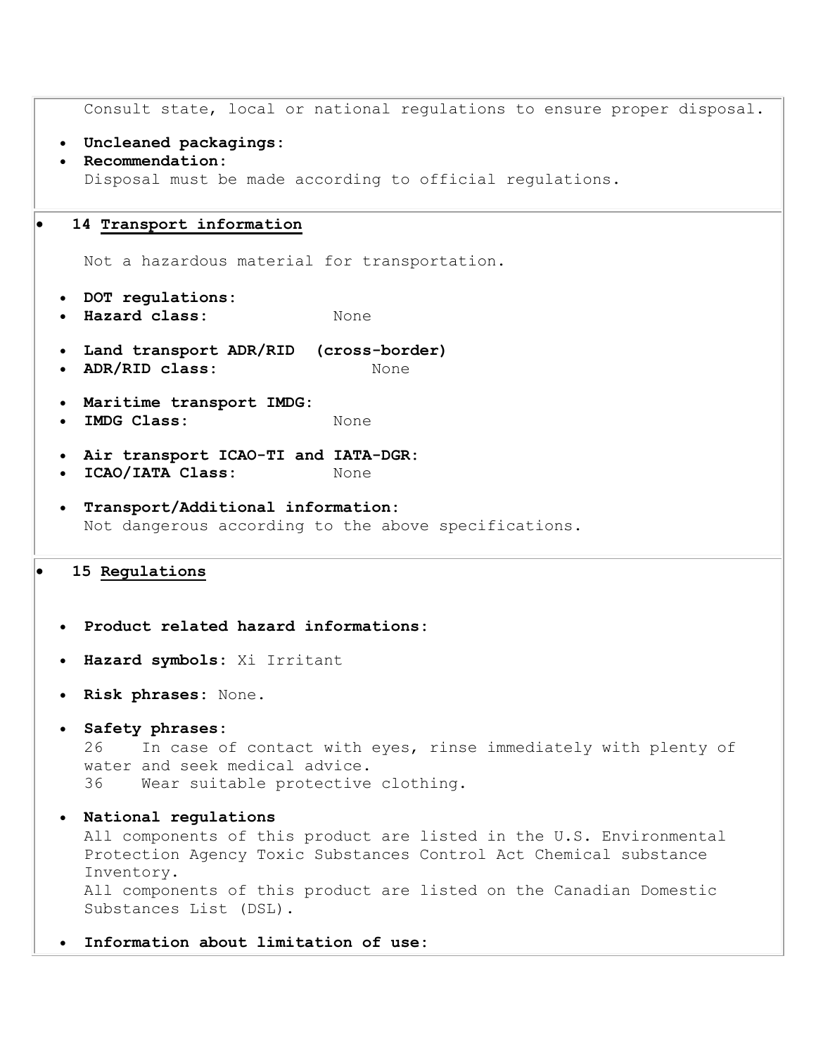Consult state, local or national regulations to ensure proper disposal.

- **Uncleaned packagings:**
- **Recommendation:**
  Disposal must be made according to official regulations.

## 14 Transport information

Not a hazardous material for transportation.

- **DOT regulations:**
- **Hazard class:** None

- **Land transport ADR/RID (cross-border)**
- **ADR/RID class:** None

- **Maritime transport IMDG:**
- **IMDG Class:** None

- **Air transport ICAO-TI and IATA-DGR:**
- **ICAO/IATA Class:** None

- **Transport/Additional information:**
  Not dangerous according to the above specifications.

## 15 Regulations

- **Product related hazard informations:**

- **Hazard symbols:** Xi Irritant

- **Risk phrases:** None.

- **Safety phrases:**
  26 In case of contact with eyes, rinse immediately with plenty of water and seek medical advice.
  36 Wear suitable protective clothing.

- **National regulations**
  All components of this product are listed in the U.S. Environmental Protection Agency Toxic Substances Control Act Chemical substance Inventory.
  All components of this product are listed on the Canadian Domestic Substances List (DSL).

- **Information about limitation of use:**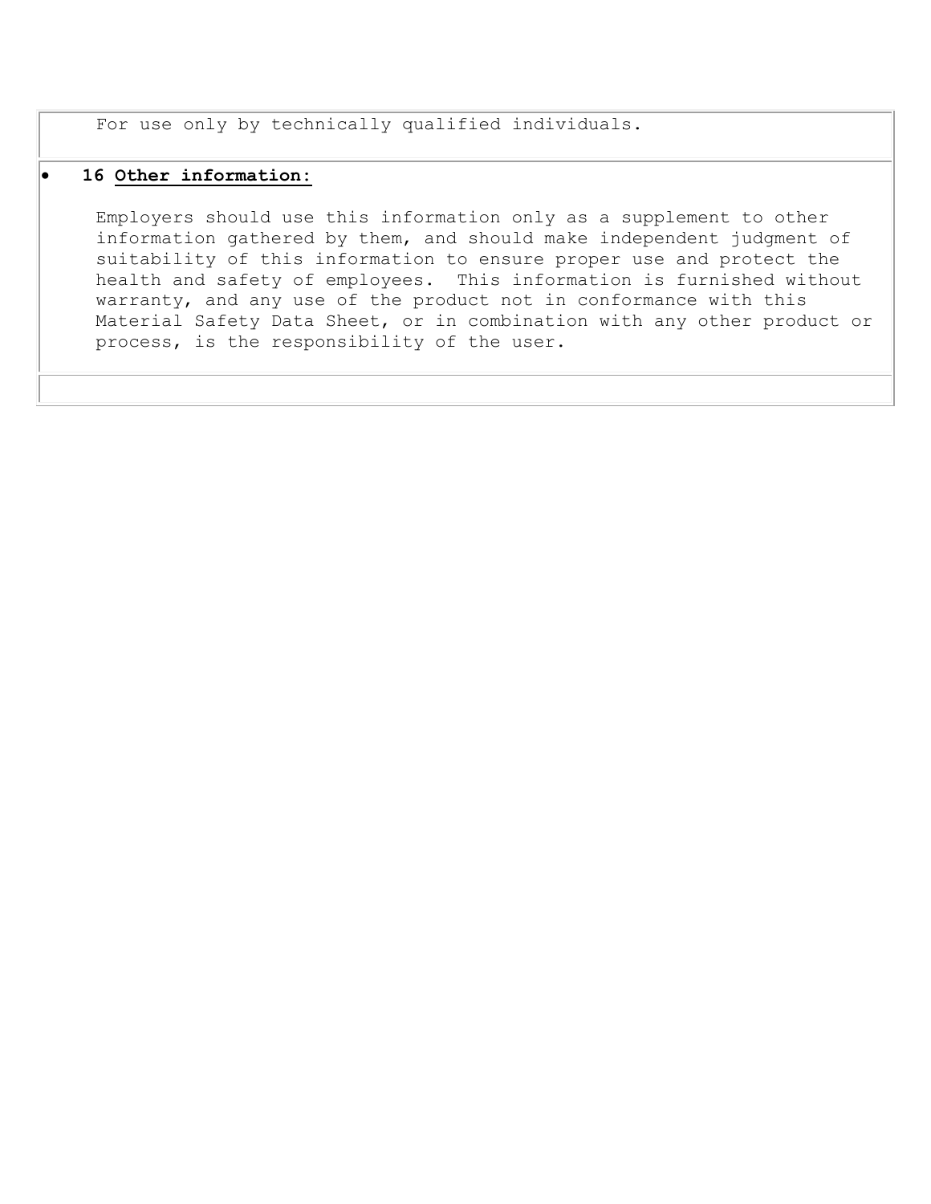For use only by technically qualified individuals.

- **16 Other information:**

Employers should use this information only as a supplement to other information gathered by them, and should make independent judgment of suitability of this information to ensure proper use and protect the health and safety of employees. This information is furnished without warranty, and any use of the product not in conformance with this Material Safety Data Sheet, or in combination with any other product or process, is the responsibility of the user.